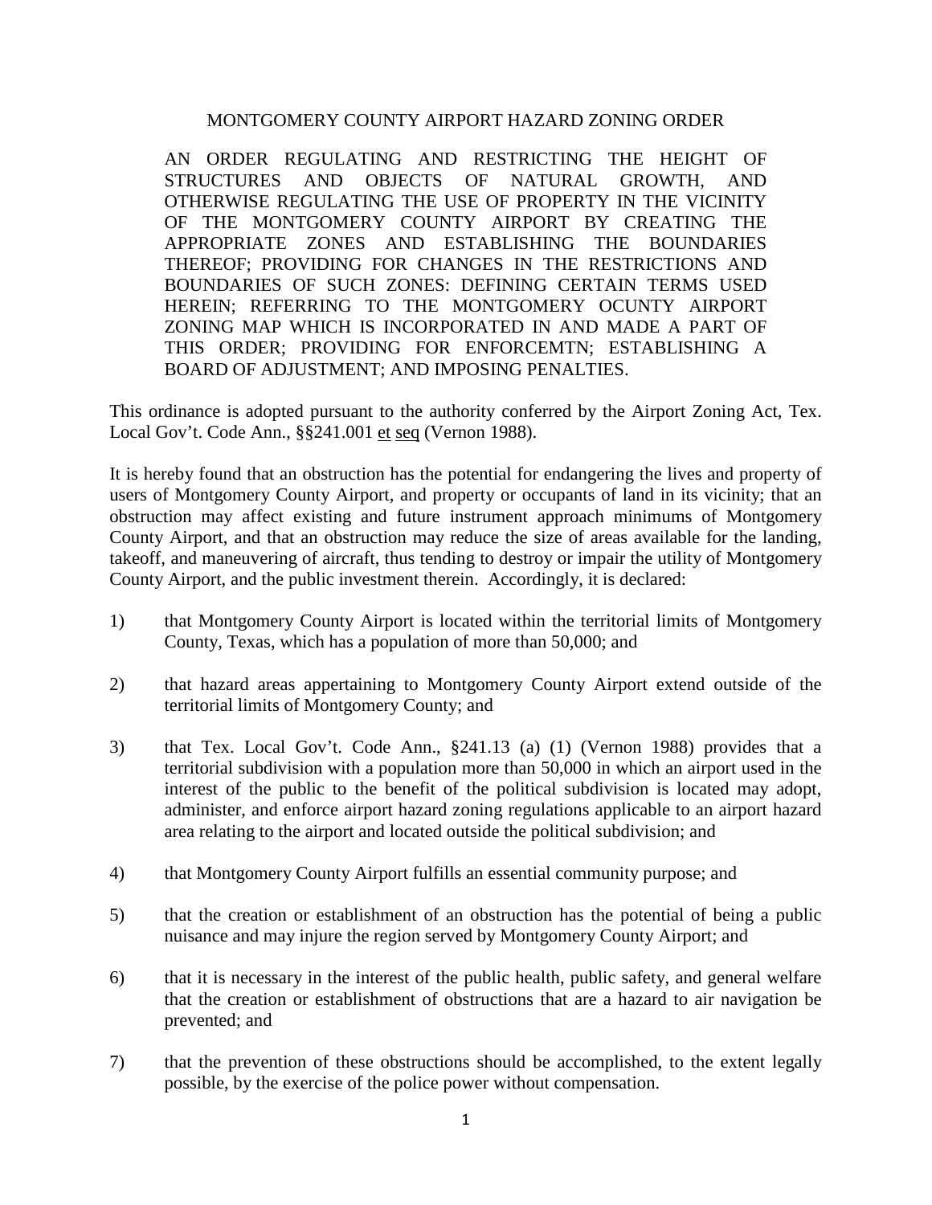# MONTGOMERY COUNTY AIRPORT HAZARD ZONING ORDER

AN ORDER REGULATING AND RESTRICTING THE HEIGHT OF STRUCTURES AND OBJECTS OF NATURAL GROWTH, AND OTHERWISE REGULATING THE USE OF PROPERTY IN THE VICINITY OF THE MONTGOMERY COUNTY AIRPORT BY CREATING THE APPROPRIATE ZONES AND ESTABLISHING THE BOUNDARIES THEREOF; PROVIDING FOR CHANGES IN THE RESTRICTIONS AND BOUNDARIES OF SUCH ZONES: DEFINING CERTAIN TERMS USED HEREIN; REFERRING TO THE MONTGOMERY OCUNTY AIRPORT ZONING MAP WHICH IS INCORPORATED IN AND MADE A PART OF THIS ORDER; PROVIDING FOR ENFORCEMTN; ESTABLISHING A BOARD OF ADJUSTMENT; AND IMPOSING PENALTIES.

This ordinance is adopted pursuant to the authority conferred by the Airport Zoning Act, Tex. Local Gov't. Code Ann., §§241.001 et seq (Vernon 1988).

It is hereby found that an obstruction has the potential for endangering the lives and property of users of Montgomery County Airport, and property or occupants of land in its vicinity; that an obstruction may affect existing and future instrument approach minimums of Montgomery County Airport, and that an obstruction may reduce the size of areas available for the landing, takeoff, and maneuvering of aircraft, thus tending to destroy or impair the utility of Montgomery County Airport, and the public investment therein. Accordingly, it is declared:

1) that Montgomery County Airport is located within the territorial limits of Montgomery County, Texas, which has a population of more than 50,000; and

2) that hazard areas appertaining to Montgomery County Airport extend outside of the territorial limits of Montgomery County; and

3) that Tex. Local Gov't. Code Ann., §241.13 (a) (1) (Vernon 1988) provides that a territorial subdivision with a population more than 50,000 in which an airport used in the interest of the public to the benefit of the political subdivision is located may adopt, administer, and enforce airport hazard zoning regulations applicable to an airport hazard area relating to the airport and located outside the political subdivision; and

4) that Montgomery County Airport fulfills an essential community purpose; and

5) that the creation or establishment of an obstruction has the potential of being a public nuisance and may injure the region served by Montgomery County Airport; and

6) that it is necessary in the interest of the public health, public safety, and general welfare that the creation or establishment of obstructions that are a hazard to air navigation be prevented; and

7) that the prevention of these obstructions should be accomplished, to the extent legally possible, by the exercise of the police power without compensation.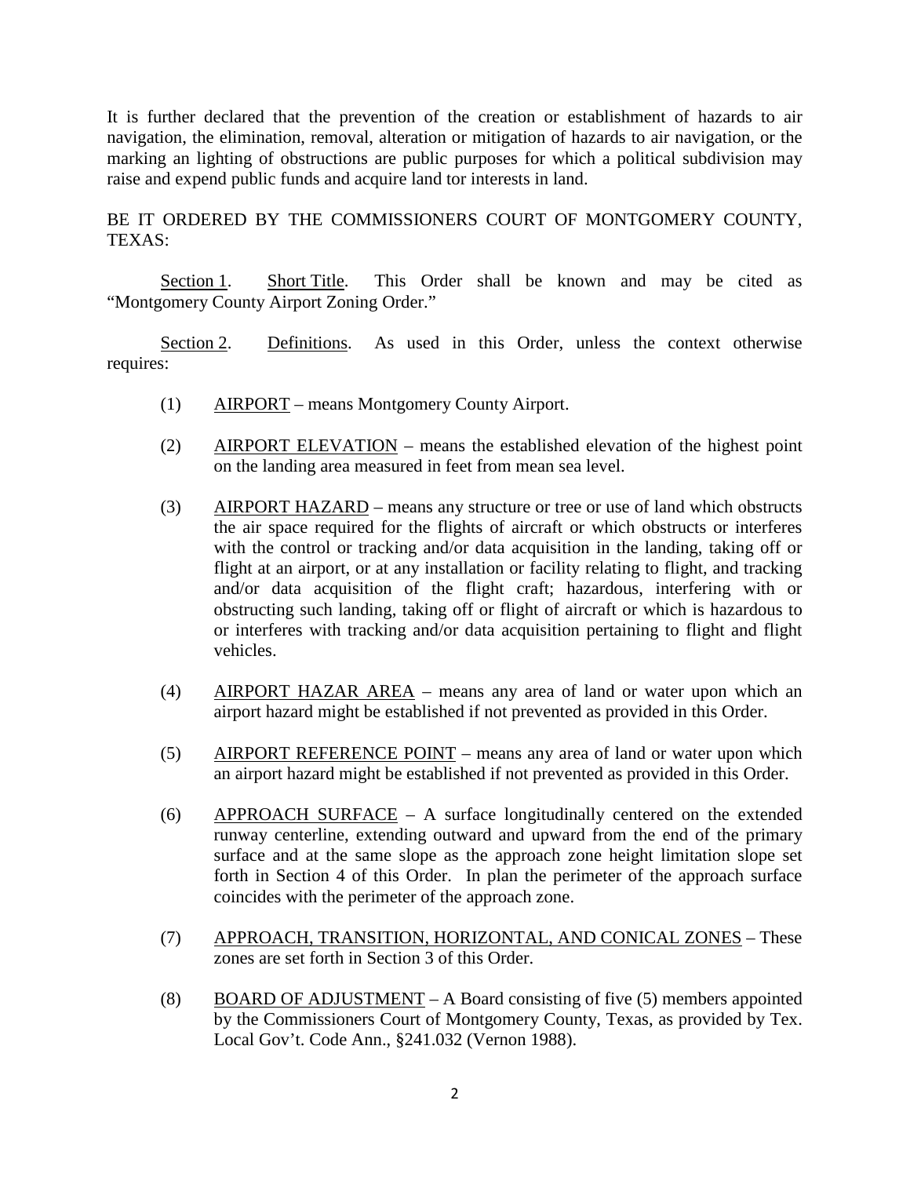It is further declared that the prevention of the creation or establishment of hazards to air navigation, the elimination, removal, alteration or mitigation of hazards to air navigation, or the marking an lighting of obstructions are public purposes for which a political subdivision may raise and expend public funds and acquire land tor interests in land.

BE IT ORDERED BY THE COMMISSIONERS COURT OF MONTGOMERY COUNTY, TEXAS:

Section 1. Short Title. This Order shall be known and may be cited as "Montgomery County Airport Zoning Order."

Section 2. Definitions. As used in this Order, unless the context otherwise requires:

(1) AIRPORT – means Montgomery County Airport.

(2) AIRPORT ELEVATION – means the established elevation of the highest point on the landing area measured in feet from mean sea level.

(3) AIRPORT HAZARD – means any structure or tree or use of land which obstructs the air space required for the flights of aircraft or which obstructs or interferes with the control or tracking and/or data acquisition in the landing, taking off or flight at an airport, or at any installation or facility relating to flight, and tracking and/or data acquisition of the flight craft; hazardous, interfering with or obstructing such landing, taking off or flight of aircraft or which is hazardous to or interferes with tracking and/or data acquisition pertaining to flight and flight vehicles.

(4) AIRPORT HAZAR AREA – means any area of land or water upon which an airport hazard might be established if not prevented as provided in this Order.

(5) AIRPORT REFERENCE POINT – means any area of land or water upon which an airport hazard might be established if not prevented as provided in this Order.

(6) APPROACH SURFACE – A surface longitudinally centered on the extended runway centerline, extending outward and upward from the end of the primary surface and at the same slope as the approach zone height limitation slope set forth in Section 4 of this Order. In plan the perimeter of the approach surface coincides with the perimeter of the approach zone.

(7) APPROACH, TRANSITION, HORIZONTAL, AND CONICAL ZONES – These zones are set forth in Section 3 of this Order.

(8) BOARD OF ADJUSTMENT – A Board consisting of five (5) members appointed by the Commissioners Court of Montgomery County, Texas, as provided by Tex. Local Gov't. Code Ann., §241.032 (Vernon 1988).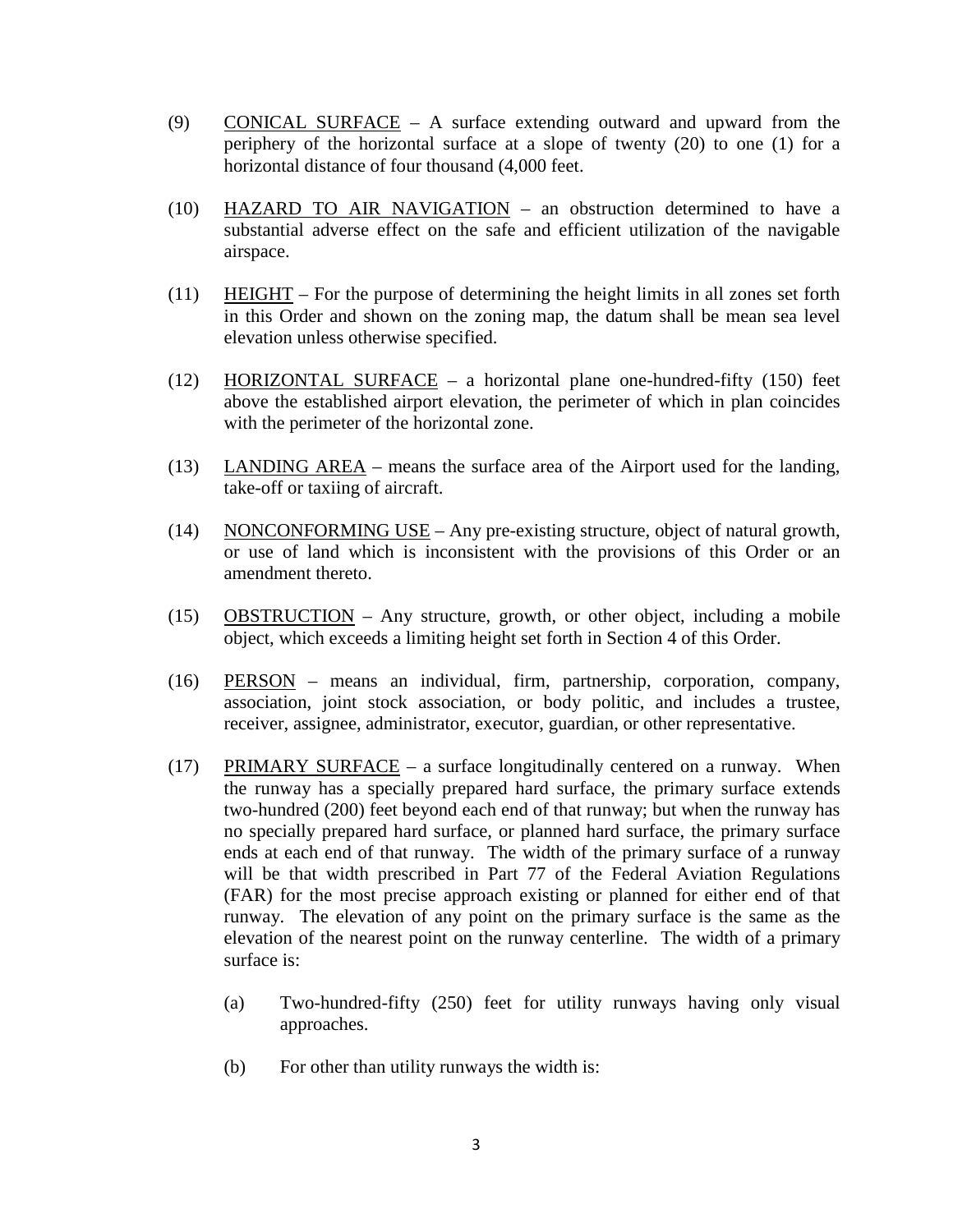(9) <u>CONICAL SURFACE</u> – A surface extending outward and upward from the periphery of the horizontal surface at a slope of twenty (20) to one (1) for a horizontal distance of four thousand (4,000 feet.

(10) <u>HAZARD TO AIR NAVIGATION</u> – an obstruction determined to have a substantial adverse effect on the safe and efficient utilization of the navigable airspace.

(11) <u>HEIGHT</u> – For the purpose of determining the height limits in all zones set forth in this Order and shown on the zoning map, the datum shall be mean sea level elevation unless otherwise specified.

(12) <u>HORIZONTAL SURFACE</u> – a horizontal plane one-hundred-fifty (150) feet above the established airport elevation, the perimeter of which in plan coincides with the perimeter of the horizontal zone.

(13) <u>LANDING AREA</u> – means the surface area of the Airport used for the landing, take-off or taxiing of aircraft.

(14) <u>NONCONFORMING USE</u> – Any pre-existing structure, object of natural growth, or use of land which is inconsistent with the provisions of this Order or an amendment thereto.

(15) <u>OBSTRUCTION</u> – Any structure, growth, or other object, including a mobile object, which exceeds a limiting height set forth in Section 4 of this Order.

(16) <u>PERSON</u> – means an individual, firm, partnership, corporation, company, association, joint stock association, or body politic, and includes a trustee, receiver, assignee, administrator, executor, guardian, or other representative.

(17) <u>PRIMARY SURFACE</u> – a surface longitudinally centered on a runway. When the runway has a specially prepared hard surface, the primary surface extends two-hundred (200) feet beyond each end of that runway; but when the runway has no specially prepared hard surface, or planned hard surface, the primary surface ends at each end of that runway. The width of the primary surface of a runway will be that width prescribed in Part 77 of the Federal Aviation Regulations (FAR) for the most precise approach existing or planned for either end of that runway. The elevation of any point on the primary surface is the same as the elevation of the nearest point on the runway centerline. The width of a primary surface is:

   (a) Two-hundred-fifty (250) feet for utility runways having only visual approaches.

   (b) For other than utility runways the width is: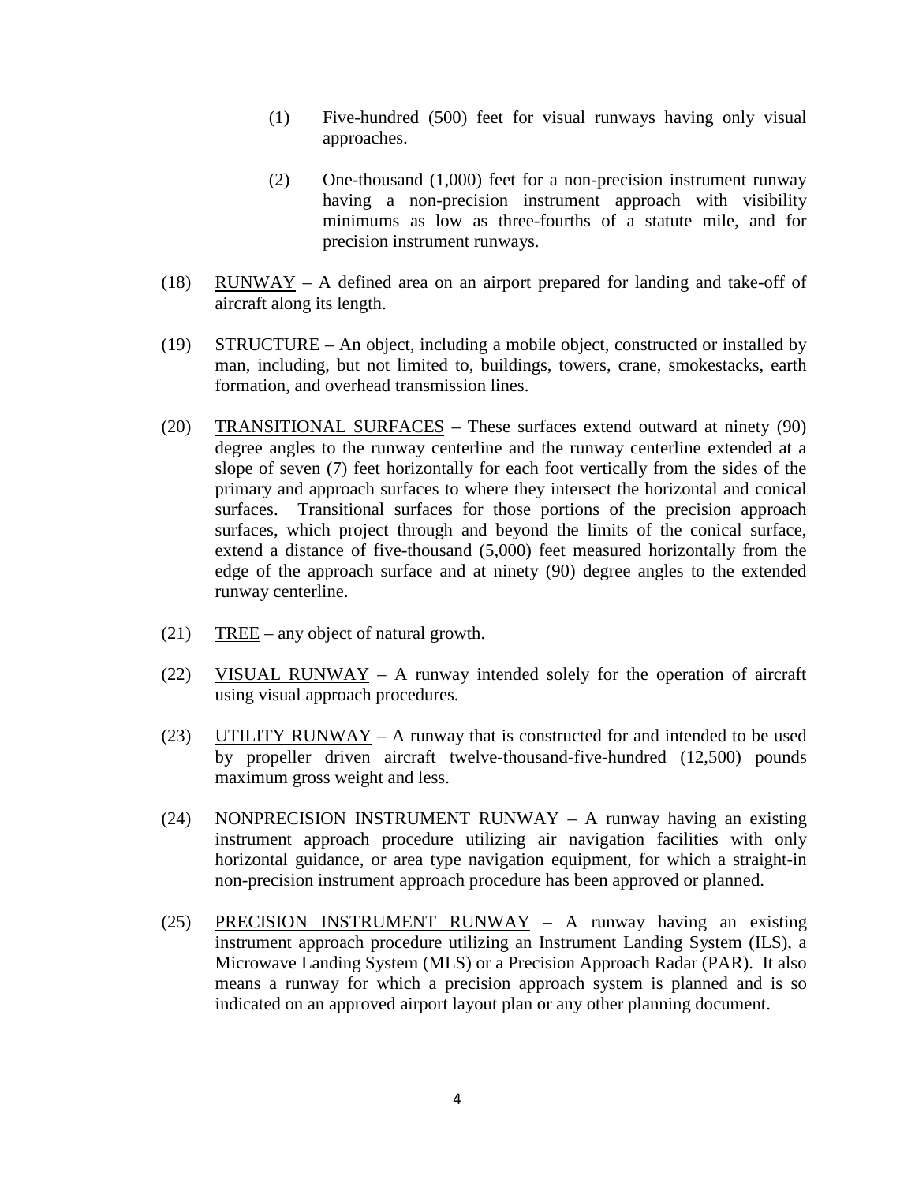(1) Five-hundred (500) feet for visual runways having only visual approaches.

(2) One-thousand (1,000) feet for a non-precision instrument runway having a non-precision instrument approach with visibility minimums as low as three-fourths of a statute mile, and for precision instrument runways.

(18) RUNWAY – A defined area on an airport prepared for landing and take-off of aircraft along its length.

(19) STRUCTURE – An object, including a mobile object, constructed or installed by man, including, but not limited to, buildings, towers, crane, smokestacks, earth formation, and overhead transmission lines.

(20) TRANSITIONAL SURFACES – These surfaces extend outward at ninety (90) degree angles to the runway centerline and the runway centerline extended at a slope of seven (7) feet horizontally for each foot vertically from the sides of the primary and approach surfaces to where they intersect the horizontal and conical surfaces. Transitional surfaces for those portions of the precision approach surfaces, which project through and beyond the limits of the conical surface, extend a distance of five-thousand (5,000) feet measured horizontally from the edge of the approach surface and at ninety (90) degree angles to the extended runway centerline.

(21) TREE – any object of natural growth.

(22) VISUAL RUNWAY – A runway intended solely for the operation of aircraft using visual approach procedures.

(23) UTILITY RUNWAY – A runway that is constructed for and intended to be used by propeller driven aircraft twelve-thousand-five-hundred (12,500) pounds maximum gross weight and less.

(24) NONPRECISION INSTRUMENT RUNWAY – A runway having an existing instrument approach procedure utilizing air navigation facilities with only horizontal guidance, or area type navigation equipment, for which a straight-in non-precision instrument approach procedure has been approved or planned.

(25) PRECISION INSTRUMENT RUNWAY – A runway having an existing instrument approach procedure utilizing an Instrument Landing System (ILS), a Microwave Landing System (MLS) or a Precision Approach Radar (PAR). It also means a runway for which a precision approach system is planned and is so indicated on an approved airport layout plan or any other planning document.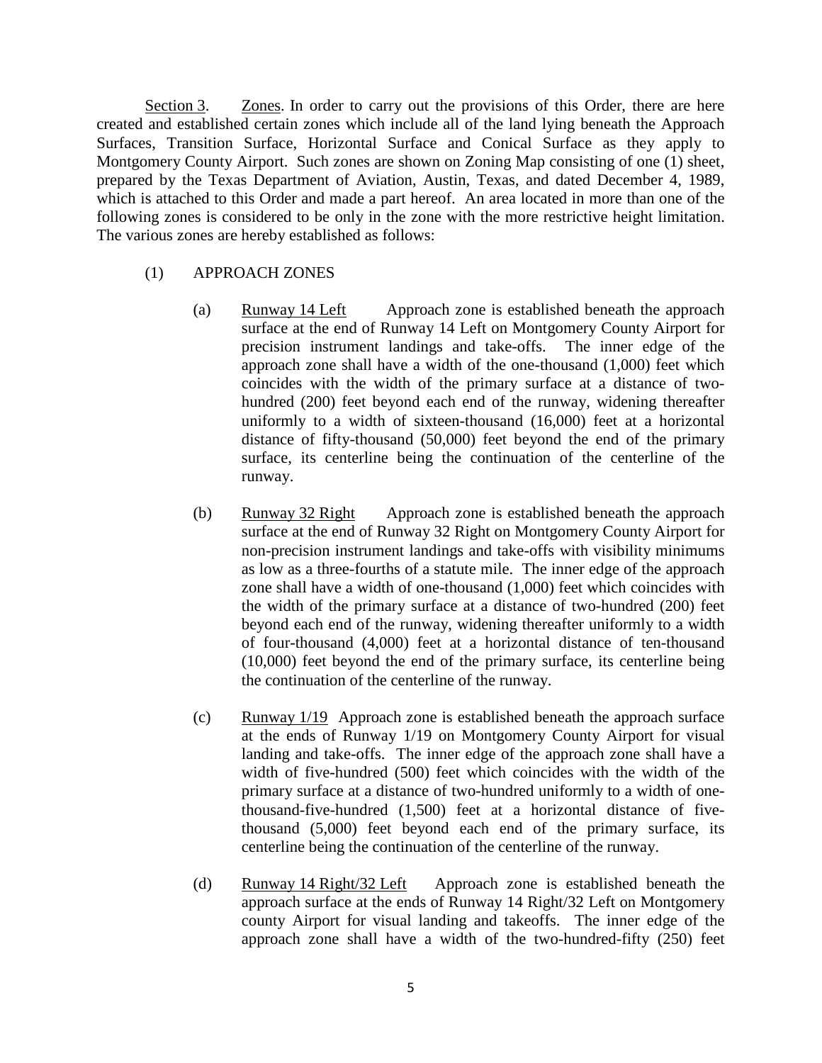Section 3. Zones. In order to carry out the provisions of this Order, there are here created and established certain zones which include all of the land lying beneath the Approach Surfaces, Transition Surface, Horizontal Surface and Conical Surface as they apply to Montgomery County Airport. Such zones are shown on Zoning Map consisting of one (1) sheet, prepared by the Texas Department of Aviation, Austin, Texas, and dated December 4, 1989, which is attached to this Order and made a part hereof. An area located in more than one of the following zones is considered to be only in the zone with the more restrictive height limitation. The various zones are hereby established as follows:

(1) APPROACH ZONES

(a) Runway 14 Left Approach zone is established beneath the approach surface at the end of Runway 14 Left on Montgomery County Airport for precision instrument landings and take-offs. The inner edge of the approach zone shall have a width of the one-thousand (1,000) feet which coincides with the width of the primary surface at a distance of two-hundred (200) feet beyond each end of the runway, widening thereafter uniformly to a width of sixteen-thousand (16,000) feet at a horizontal distance of fifty-thousand (50,000) feet beyond the end of the primary surface, its centerline being the continuation of the centerline of the runway.

(b) Runway 32 Right Approach zone is established beneath the approach surface at the end of Runway 32 Right on Montgomery County Airport for non-precision instrument landings and take-offs with visibility minimums as low as a three-fourths of a statute mile. The inner edge of the approach zone shall have a width of one-thousand (1,000) feet which coincides with the width of the primary surface at a distance of two-hundred (200) feet beyond each end of the runway, widening thereafter uniformly to a width of four-thousand (4,000) feet at a horizontal distance of ten-thousand (10,000) feet beyond the end of the primary surface, its centerline being the continuation of the centerline of the runway.

(c) Runway 1/19 Approach zone is established beneath the approach surface at the ends of Runway 1/19 on Montgomery County Airport for visual landing and take-offs. The inner edge of the approach zone shall have a width of five-hundred (500) feet which coincides with the width of the primary surface at a distance of two-hundred uniformly to a width of one-thousand-five-hundred (1,500) feet at a horizontal distance of five-thousand (5,000) feet beyond each end of the primary surface, its centerline being the continuation of the centerline of the runway.

(d) Runway 14 Right/32 Left Approach zone is established beneath the approach surface at the ends of Runway 14 Right/32 Left on Montgomery county Airport for visual landing and takeoffs. The inner edge of the approach zone shall have a width of the two-hundred-fifty (250) feet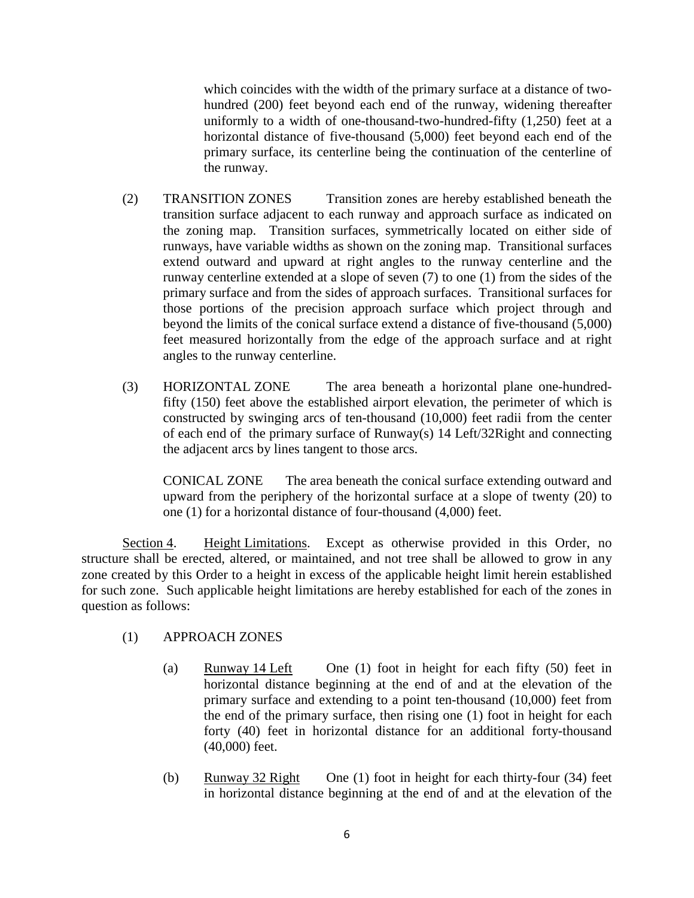which coincides with the width of the primary surface at a distance of two-hundred (200) feet beyond each end of the runway, widening thereafter uniformly to a width of one-thousand-two-hundred-fifty (1,250) feet at a horizontal distance of five-thousand (5,000) feet beyond each end of the primary surface, its centerline being the continuation of the centerline of the runway.

(2) TRANSITION ZONES Transition zones are hereby established beneath the transition surface adjacent to each runway and approach surface as indicated on the zoning map. Transition surfaces, symmetrically located on either side of runways, have variable widths as shown on the zoning map. Transitional surfaces extend outward and upward at right angles to the runway centerline and the runway centerline extended at a slope of seven (7) to one (1) from the sides of the primary surface and from the sides of approach surfaces. Transitional surfaces for those portions of the precision approach surface which project through and beyond the limits of the conical surface extend a distance of five-thousand (5,000) feet measured horizontally from the edge of the approach surface and at right angles to the runway centerline.

(3) HORIZONTAL ZONE The area beneath a horizontal plane one-hundred-fifty (150) feet above the established airport elevation, the perimeter of which is constructed by swinging arcs of ten-thousand (10,000) feet radii from the center of each end of the primary surface of Runway(s) 14 Left/32Right and connecting the adjacent arcs by lines tangent to those arcs.

CONICAL ZONE The area beneath the conical surface extending outward and upward from the periphery of the horizontal surface at a slope of twenty (20) to one (1) for a horizontal distance of four-thousand (4,000) feet.

Section 4. Height Limitations. Except as otherwise provided in this Order, no structure shall be erected, altered, or maintained, and not tree shall be allowed to grow in any zone created by this Order to a height in excess of the applicable height limit herein established for such zone. Such applicable height limitations are hereby established for each of the zones in question as follows:

(1) APPROACH ZONES

(a) Runway 14 Left One (1) foot in height for each fifty (50) feet in horizontal distance beginning at the end of and at the elevation of the primary surface and extending to a point ten-thousand (10,000) feet from the end of the primary surface, then rising one (1) foot in height for each forty (40) feet in horizontal distance for an additional forty-thousand (40,000) feet.

(b) Runway 32 Right One (1) foot in height for each thirty-four (34) feet in horizontal distance beginning at the end of and at the elevation of the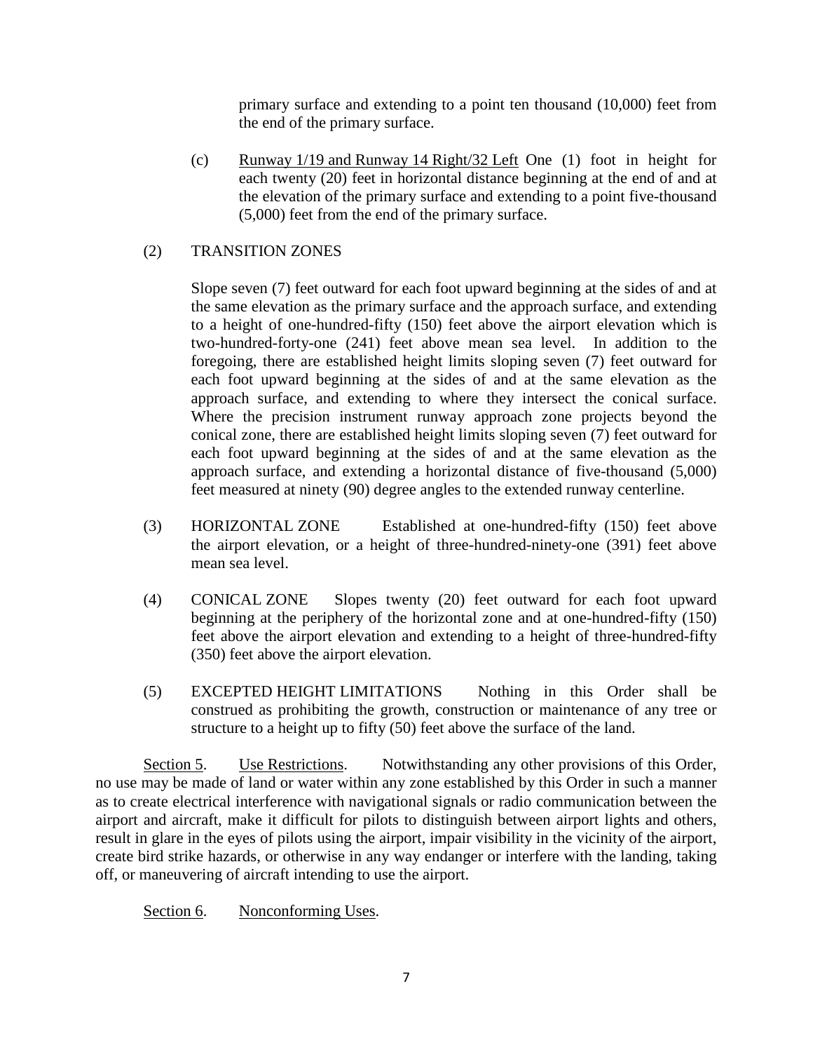primary surface and extending to a point ten thousand (10,000) feet from the end of the primary surface.

(c) Runway 1/19 and Runway 14 Right/32 Left One (1) foot in height for each twenty (20) feet in horizontal distance beginning at the end of and at the elevation of the primary surface and extending to a point five-thousand (5,000) feet from the end of the primary surface.

(2) TRANSITION ZONES

Slope seven (7) feet outward for each foot upward beginning at the sides of and at the same elevation as the primary surface and the approach surface, and extending to a height of one-hundred-fifty (150) feet above the airport elevation which is two-hundred-forty-one (241) feet above mean sea level. In addition to the foregoing, there are established height limits sloping seven (7) feet outward for each foot upward beginning at the sides of and at the same elevation as the approach surface, and extending to where they intersect the conical surface. Where the precision instrument runway approach zone projects beyond the conical zone, there are established height limits sloping seven (7) feet outward for each foot upward beginning at the sides of and at the same elevation as the approach surface, and extending a horizontal distance of five-thousand (5,000) feet measured at ninety (90) degree angles to the extended runway centerline.

(3) HORIZONTAL ZONE Established at one-hundred-fifty (150) feet above the airport elevation, or a height of three-hundred-ninety-one (391) feet above mean sea level.

(4) CONICAL ZONE Slopes twenty (20) feet outward for each foot upward beginning at the periphery of the horizontal zone and at one-hundred-fifty (150) feet above the airport elevation and extending to a height of three-hundred-fifty (350) feet above the airport elevation.

(5) EXCEPTED HEIGHT LIMITATIONS Nothing in this Order shall be construed as prohibiting the growth, construction or maintenance of any tree or structure to a height up to fifty (50) feet above the surface of the land.

Section 5. Use Restrictions. Notwithstanding any other provisions of this Order, no use may be made of land or water within any zone established by this Order in such a manner as to create electrical interference with navigational signals or radio communication between the airport and aircraft, make it difficult for pilots to distinguish between airport lights and others, result in glare in the eyes of pilots using the airport, impair visibility in the vicinity of the airport, create bird strike hazards, or otherwise in any way endanger or interfere with the landing, taking off, or maneuvering of aircraft intending to use the airport.

Section 6. Nonconforming Uses.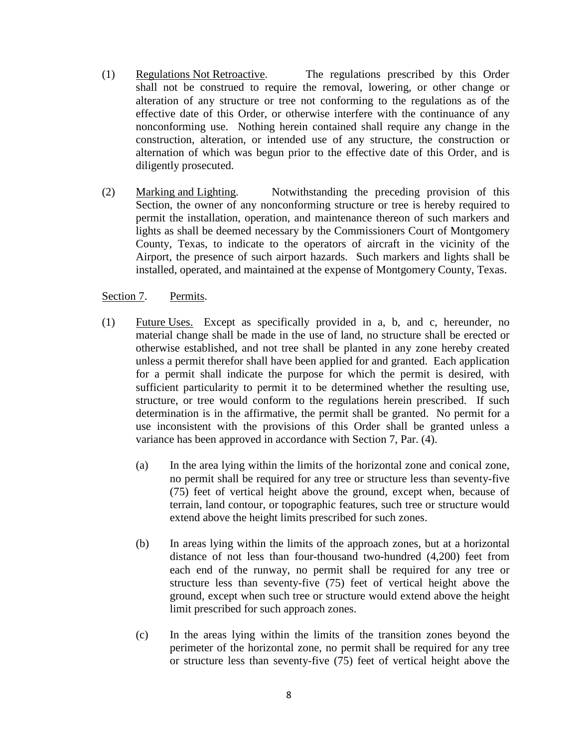(1) Regulations Not Retroactive. The regulations prescribed by this Order shall not be construed to require the removal, lowering, or other change or alteration of any structure or tree not conforming to the regulations as of the effective date of this Order, or otherwise interfere with the continuance of any nonconforming use. Nothing herein contained shall require any change in the construction, alteration, or intended use of any structure, the construction or alternation of which was begun prior to the effective date of this Order, and is diligently prosecuted.

(2) Marking and Lighting. Notwithstanding the preceding provision of this Section, the owner of any nonconforming structure or tree is hereby required to permit the installation, operation, and maintenance thereon of such markers and lights as shall be deemed necessary by the Commissioners Court of Montgomery County, Texas, to indicate to the operators of aircraft in the vicinity of the Airport, the presence of such airport hazards. Such markers and lights shall be installed, operated, and maintained at the expense of Montgomery County, Texas.

Section 7. Permits.

(1) Future Uses. Except as specifically provided in a, b, and c, hereunder, no material change shall be made in the use of land, no structure shall be erected or otherwise established, and not tree shall be planted in any zone hereby created unless a permit therefor shall have been applied for and granted. Each application for a permit shall indicate the purpose for which the permit is desired, with sufficient particularity to permit it to be determined whether the resulting use, structure, or tree would conform to the regulations herein prescribed. If such determination is in the affirmative, the permit shall be granted. No permit for a use inconsistent with the provisions of this Order shall be granted unless a variance has been approved in accordance with Section 7, Par. (4).

(a) In the area lying within the limits of the horizontal zone and conical zone, no permit shall be required for any tree or structure less than seventy-five (75) feet of vertical height above the ground, except when, because of terrain, land contour, or topographic features, such tree or structure would extend above the height limits prescribed for such zones.

(b) In areas lying within the limits of the approach zones, but at a horizontal distance of not less than four-thousand two-hundred (4,200) feet from each end of the runway, no permit shall be required for any tree or structure less than seventy-five (75) feet of vertical height above the ground, except when such tree or structure would extend above the height limit prescribed for such approach zones.

(c) In the areas lying within the limits of the transition zones beyond the perimeter of the horizontal zone, no permit shall be required for any tree or structure less than seventy-five (75) feet of vertical height above the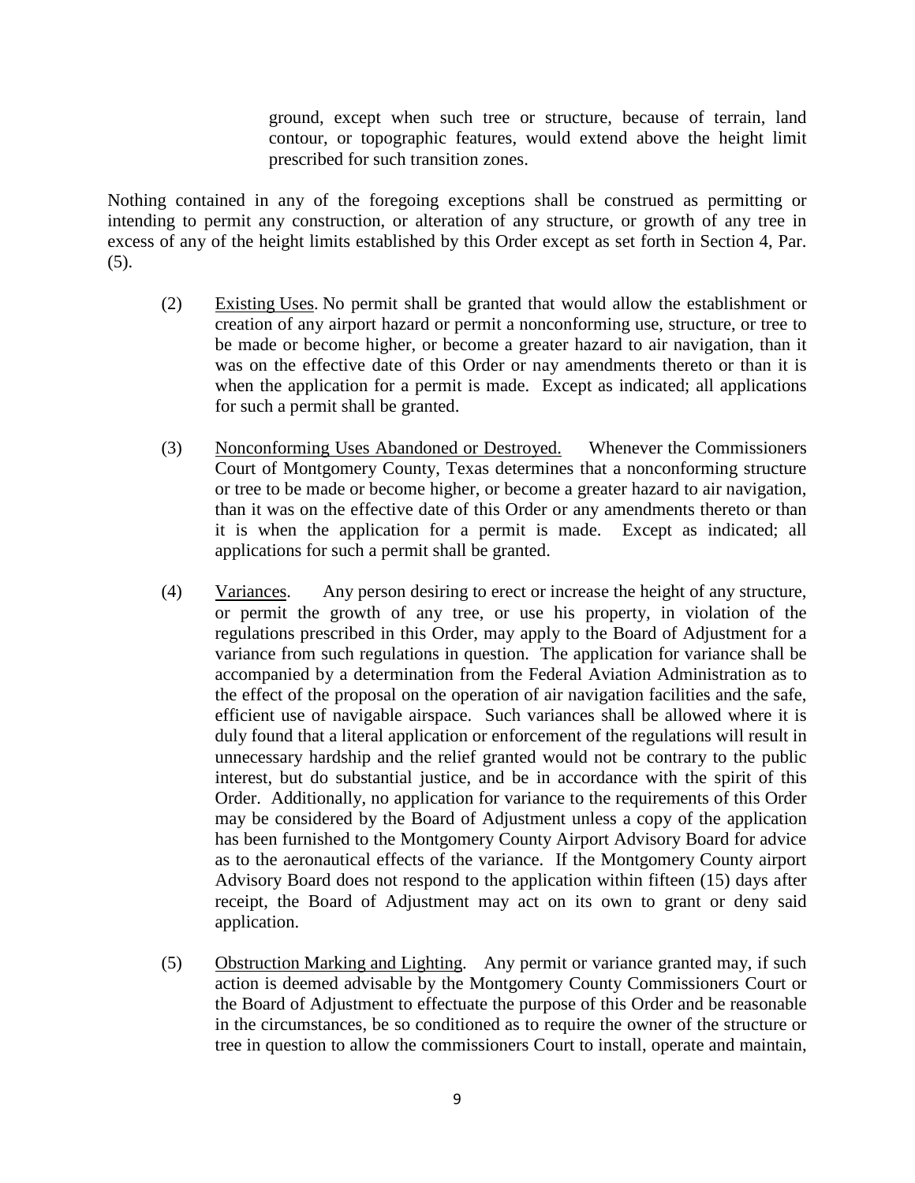ground, except when such tree or structure, because of terrain, land contour, or topographic features, would extend above the height limit prescribed for such transition zones.

Nothing contained in any of the foregoing exceptions shall be construed as permitting or intending to permit any construction, or alteration of any structure, or growth of any tree in excess of any of the height limits established by this Order except as set forth in Section 4, Par. (5).

(2) Existing Uses. No permit shall be granted that would allow the establishment or creation of any airport hazard or permit a nonconforming use, structure, or tree to be made or become higher, or become a greater hazard to air navigation, than it was on the effective date of this Order or nay amendments thereto or than it is when the application for a permit is made. Except as indicated; all applications for such a permit shall be granted.

(3) Nonconforming Uses Abandoned or Destroyed. Whenever the Commissioners Court of Montgomery County, Texas determines that a nonconforming structure or tree to be made or become higher, or become a greater hazard to air navigation, than it was on the effective date of this Order or any amendments thereto or than it is when the application for a permit is made. Except as indicated; all applications for such a permit shall be granted.

(4) Variances. Any person desiring to erect or increase the height of any structure, or permit the growth of any tree, or use his property, in violation of the regulations prescribed in this Order, may apply to the Board of Adjustment for a variance from such regulations in question. The application for variance shall be accompanied by a determination from the Federal Aviation Administration as to the effect of the proposal on the operation of air navigation facilities and the safe, efficient use of navigable airspace. Such variances shall be allowed where it is duly found that a literal application or enforcement of the regulations will result in unnecessary hardship and the relief granted would not be contrary to the public interest, but do substantial justice, and be in accordance with the spirit of this Order. Additionally, no application for variance to the requirements of this Order may be considered by the Board of Adjustment unless a copy of the application has been furnished to the Montgomery County Airport Advisory Board for advice as to the aeronautical effects of the variance. If the Montgomery County airport Advisory Board does not respond to the application within fifteen (15) days after receipt, the Board of Adjustment may act on its own to grant or deny said application.

(5) Obstruction Marking and Lighting. Any permit or variance granted may, if such action is deemed advisable by the Montgomery County Commissioners Court or the Board of Adjustment to effectuate the purpose of this Order and be reasonable in the circumstances, be so conditioned as to require the owner of the structure or tree in question to allow the commissioners Court to install, operate and maintain,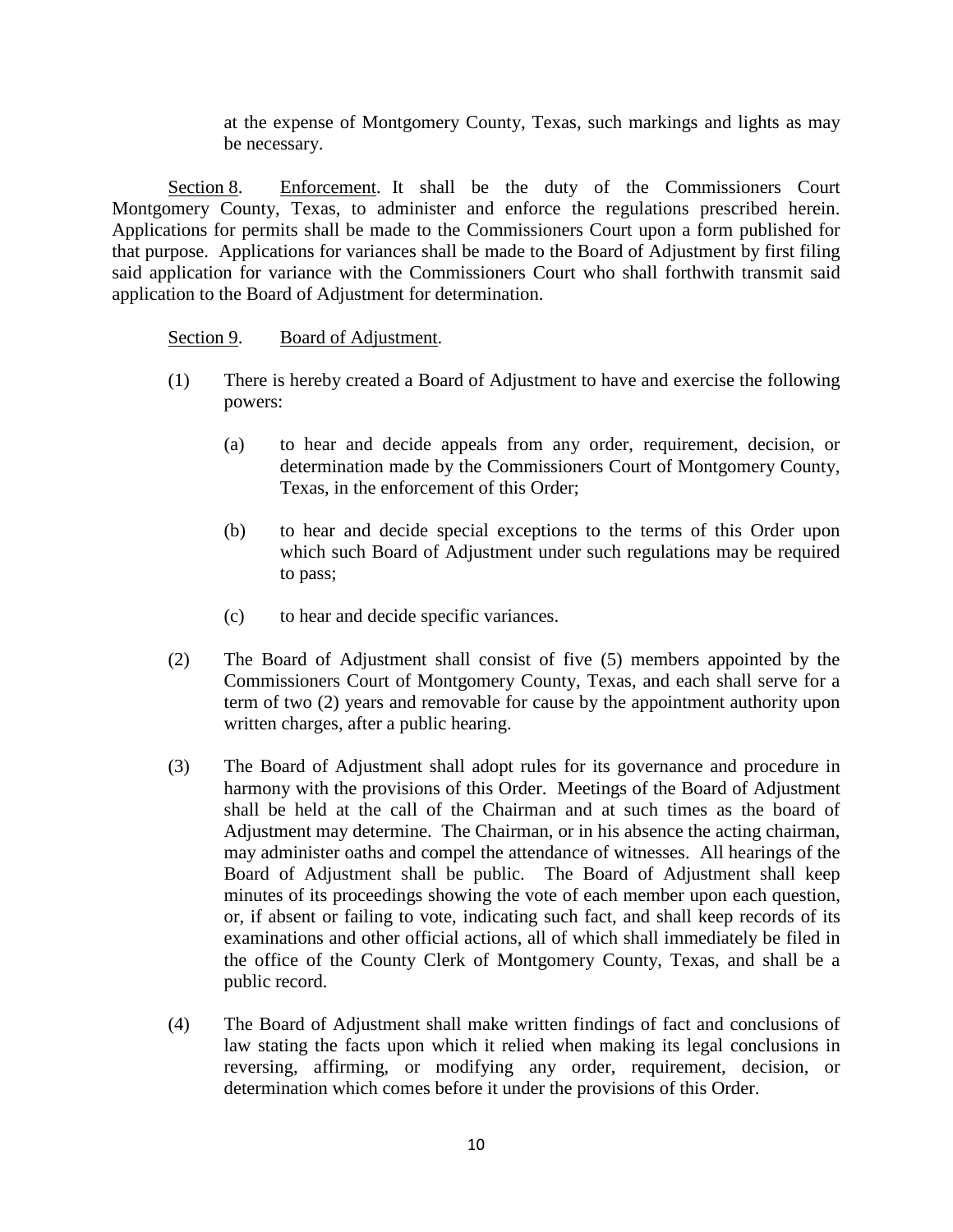at the expense of Montgomery County, Texas, such markings and lights as may be necessary.

<u>Section 8</u>. <u>Enforcement</u>. It shall be the duty of the Commissioners Court Montgomery County, Texas, to administer and enforce the regulations prescribed herein. Applications for permits shall be made to the Commissioners Court upon a form published for that purpose. Applications for variances shall be made to the Board of Adjustment by first filing said application for variance with the Commissioners Court who shall forthwith transmit said application to the Board of Adjustment for determination.

<u>Section 9</u>. <u>Board of Adjustment</u>.

(1) There is hereby created a Board of Adjustment to have and exercise the following powers:

 (a) to hear and decide appeals from any order, requirement, decision, or determination made by the Commissioners Court of Montgomery County, Texas, in the enforcement of this Order;

 (b) to hear and decide special exceptions to the terms of this Order upon which such Board of Adjustment under such regulations may be required to pass;

 (c) to hear and decide specific variances.

(2) The Board of Adjustment shall consist of five (5) members appointed by the Commissioners Court of Montgomery County, Texas, and each shall serve for a term of two (2) years and removable for cause by the appointment authority upon written charges, after a public hearing.

(3) The Board of Adjustment shall adopt rules for its governance and procedure in harmony with the provisions of this Order. Meetings of the Board of Adjustment shall be held at the call of the Chairman and at such times as the board of Adjustment may determine. The Chairman, or in his absence the acting chairman, may administer oaths and compel the attendance of witnesses. All hearings of the Board of Adjustment shall be public. The Board of Adjustment shall keep minutes of its proceedings showing the vote of each member upon each question, or, if absent or failing to vote, indicating such fact, and shall keep records of its examinations and other official actions, all of which shall immediately be filed in the office of the County Clerk of Montgomery County, Texas, and shall be a public record.

(4) The Board of Adjustment shall make written findings of fact and conclusions of law stating the facts upon which it relied when making its legal conclusions in reversing, affirming, or modifying any order, requirement, decision, or determination which comes before it under the provisions of this Order.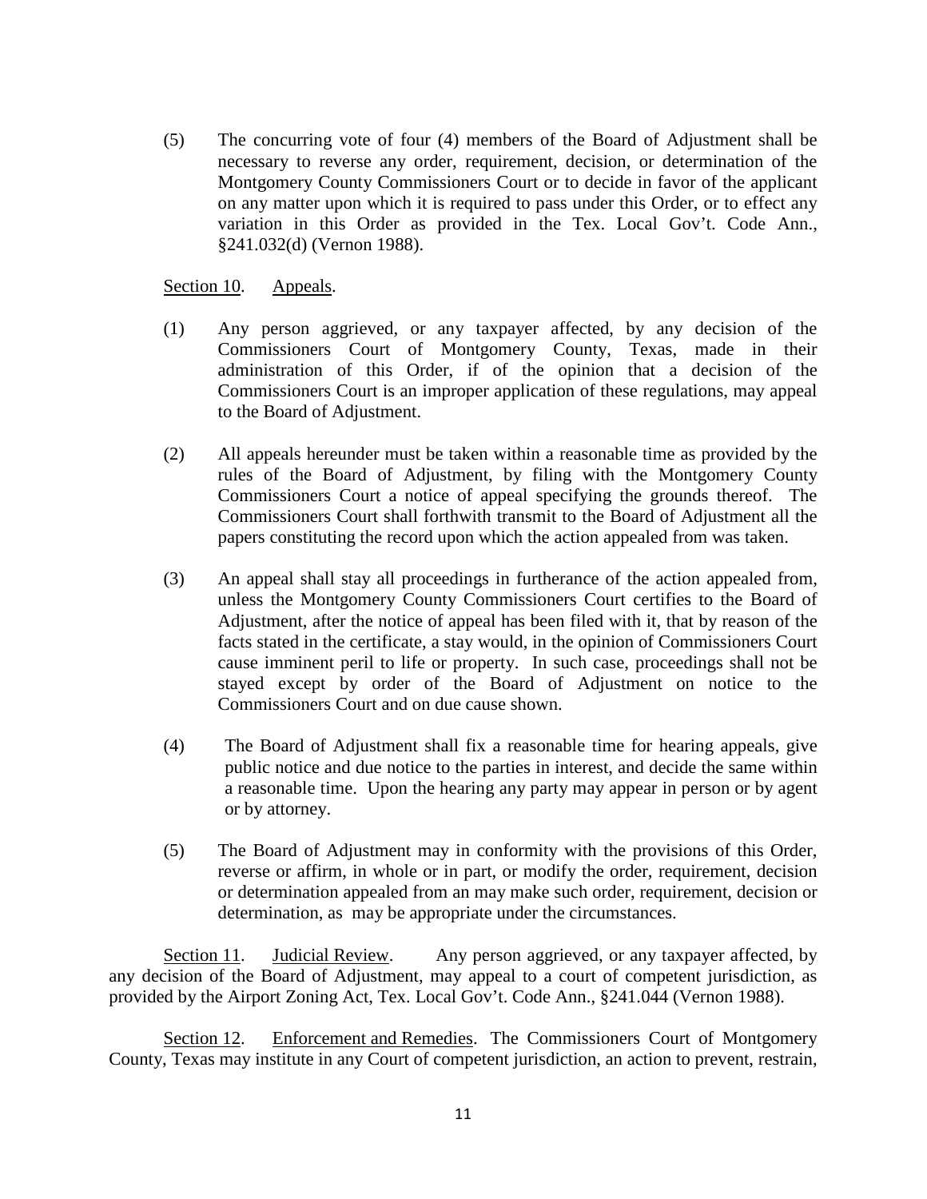(5) The concurring vote of four (4) members of the Board of Adjustment shall be necessary to reverse any order, requirement, decision, or determination of the Montgomery County Commissioners Court or to decide in favor of the applicant on any matter upon which it is required to pass under this Order, or to effect any variation in this Order as provided in the Tex. Local Gov't. Code Ann., §241.032(d) (Vernon 1988).

<u>Section 10</u>. <u>Appeals</u>.

(1) Any person aggrieved, or any taxpayer affected, by any decision of the Commissioners Court of Montgomery County, Texas, made in their administration of this Order, if of the opinion that a decision of the Commissioners Court is an improper application of these regulations, may appeal to the Board of Adjustment.

(2) All appeals hereunder must be taken within a reasonable time as provided by the rules of the Board of Adjustment, by filing with the Montgomery County Commissioners Court a notice of appeal specifying the grounds thereof. The Commissioners Court shall forthwith transmit to the Board of Adjustment all the papers constituting the record upon which the action appealed from was taken.

(3) An appeal shall stay all proceedings in furtherance of the action appealed from, unless the Montgomery County Commissioners Court certifies to the Board of Adjustment, after the notice of appeal has been filed with it, that by reason of the facts stated in the certificate, a stay would, in the opinion of Commissioners Court cause imminent peril to life or property. In such case, proceedings shall not be stayed except by order of the Board of Adjustment on notice to the Commissioners Court and on due cause shown.

(4) The Board of Adjustment shall fix a reasonable time for hearing appeals, give public notice and due notice to the parties in interest, and decide the same within a reasonable time. Upon the hearing any party may appear in person or by agent or by attorney.

(5) The Board of Adjustment may in conformity with the provisions of this Order, reverse or affirm, in whole or in part, or modify the order, requirement, decision or determination appealed from an may make such order, requirement, decision or determination, as may be appropriate under the circumstances.

<u>Section 11</u>. <u>Judicial Review</u>. Any person aggrieved, or any taxpayer affected, by any decision of the Board of Adjustment, may appeal to a court of competent jurisdiction, as provided by the Airport Zoning Act, Tex. Local Gov't. Code Ann., §241.044 (Vernon 1988).

<u>Section 12</u>. <u>Enforcement and Remedies</u>. The Commissioners Court of Montgomery County, Texas may institute in any Court of competent jurisdiction, an action to prevent, restrain,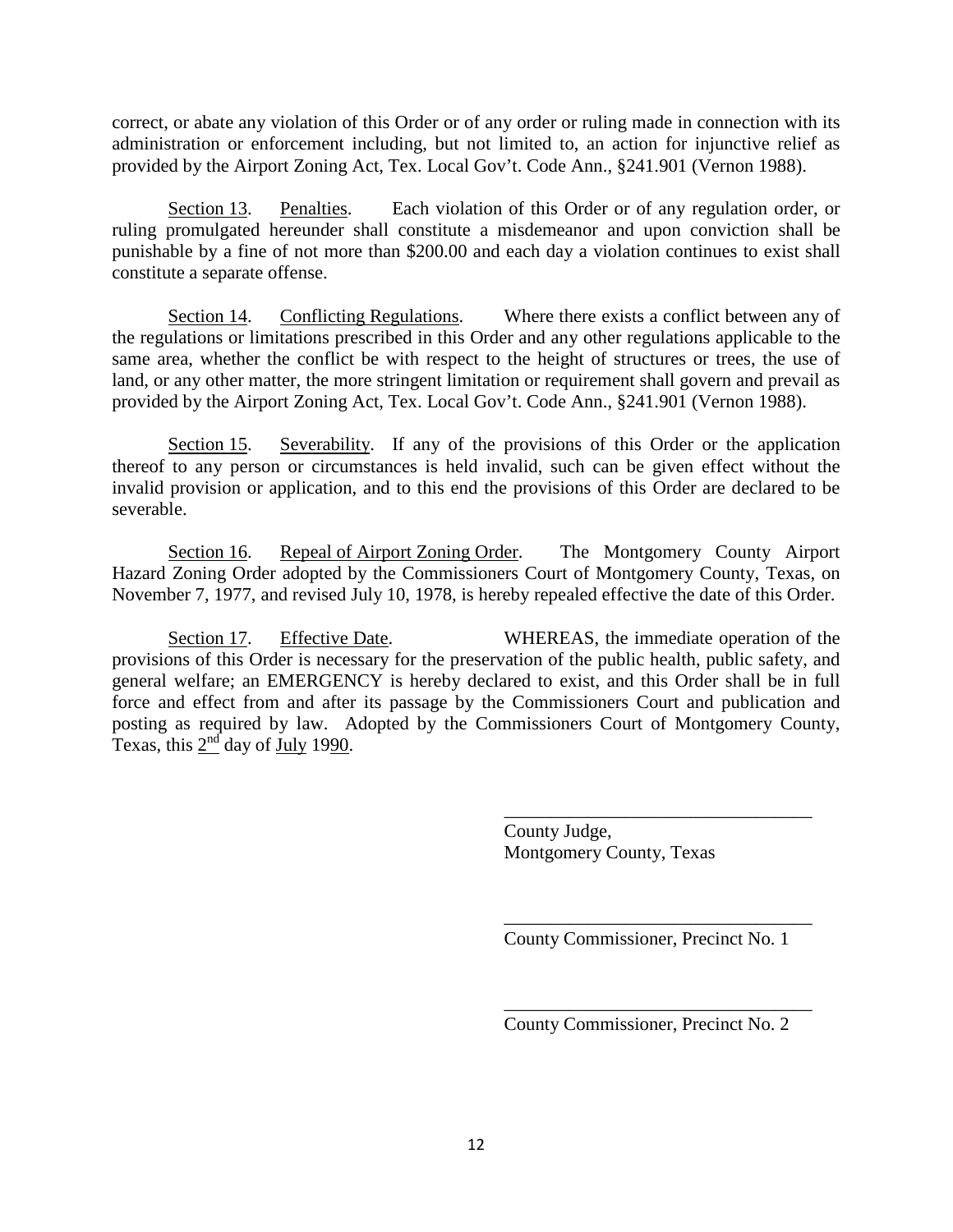correct, or abate any violation of this Order or of any order or ruling made in connection with its administration or enforcement including, but not limited to, an action for injunctive relief as provided by the Airport Zoning Act, Tex. Local Gov't. Code Ann., §241.901 (Vernon 1988).

Section 13. Penalties. Each violation of this Order or of any regulation order, or ruling promulgated hereunder shall constitute a misdemeanor and upon conviction shall be punishable by a fine of not more than $200.00 and each day a violation continues to exist shall constitute a separate offense.

Section 14. Conflicting Regulations. Where there exists a conflict between any of the regulations or limitations prescribed in this Order and any other regulations applicable to the same area, whether the conflict be with respect to the height of structures or trees, the use of land, or any other matter, the more stringent limitation or requirement shall govern and prevail as provided by the Airport Zoning Act, Tex. Local Gov't. Code Ann., §241.901 (Vernon 1988).

Section 15. Severability. If any of the provisions of this Order or the application thereof to any person or circumstances is held invalid, such can be given effect without the invalid provision or application, and to this end the provisions of this Order are declared to be severable.

Section 16. Repeal of Airport Zoning Order. The Montgomery County Airport Hazard Zoning Order adopted by the Commissioners Court of Montgomery County, Texas, on November 7, 1977, and revised July 10, 1978, is hereby repealed effective the date of this Order.

Section 17. Effective Date. WHEREAS, the immediate operation of the provisions of this Order is necessary for the preservation of the public health, public safety, and general welfare; an EMERGENCY is hereby declared to exist, and this Order shall be in full force and effect from and after its passage by the Commissioners Court and publication and posting as required by law. Adopted by the Commissioners Court of Montgomery County, Texas, this 2nd day of July 1990.

\_\_\_\_\_\_\_\_\_\_\_\_\_\_\_\_\_\_\_\_\_\_\_\_\_\_\_\_\_\_\_\_\_\_
County Judge,
Montgomery County, Texas

\_\_\_\_\_\_\_\_\_\_\_\_\_\_\_\_\_\_\_\_\_\_\_\_\_\_\_\_\_\_\_\_\_\_
County Commissioner, Precinct No. 1

\_\_\_\_\_\_\_\_\_\_\_\_\_\_\_\_\_\_\_\_\_\_\_\_\_\_\_\_\_\_\_\_\_\_
County Commissioner, Precinct No. 2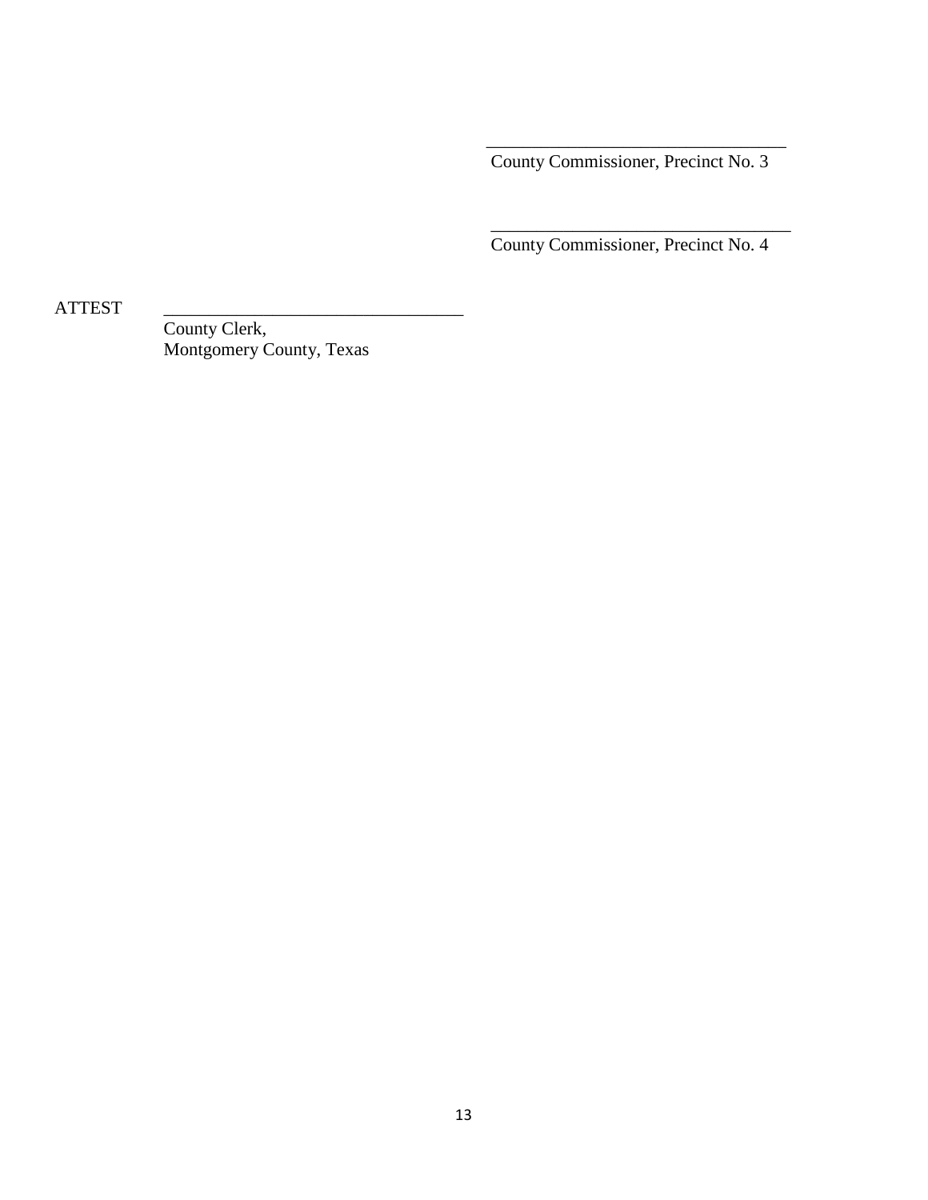\_\_\_\_\_\_\_\_\_\_\_\_\_\_\_\_\_\_\_\_\_\_\_\_\_\_\_\_\_\_\_\_\_\_
County Commissioner, Precinct No. 3

\_\_\_\_\_\_\_\_\_\_\_\_\_\_\_\_\_\_\_\_\_\_\_\_\_\_\_\_\_\_\_\_\_\_
County Commissioner, Precinct No. 4

ATTEST \_\_\_\_\_\_\_\_\_\_\_\_\_\_\_\_\_\_\_\_\_\_\_\_\_\_\_\_\_\_\_\_\_\_
County Clerk,
Montgomery County, Texas